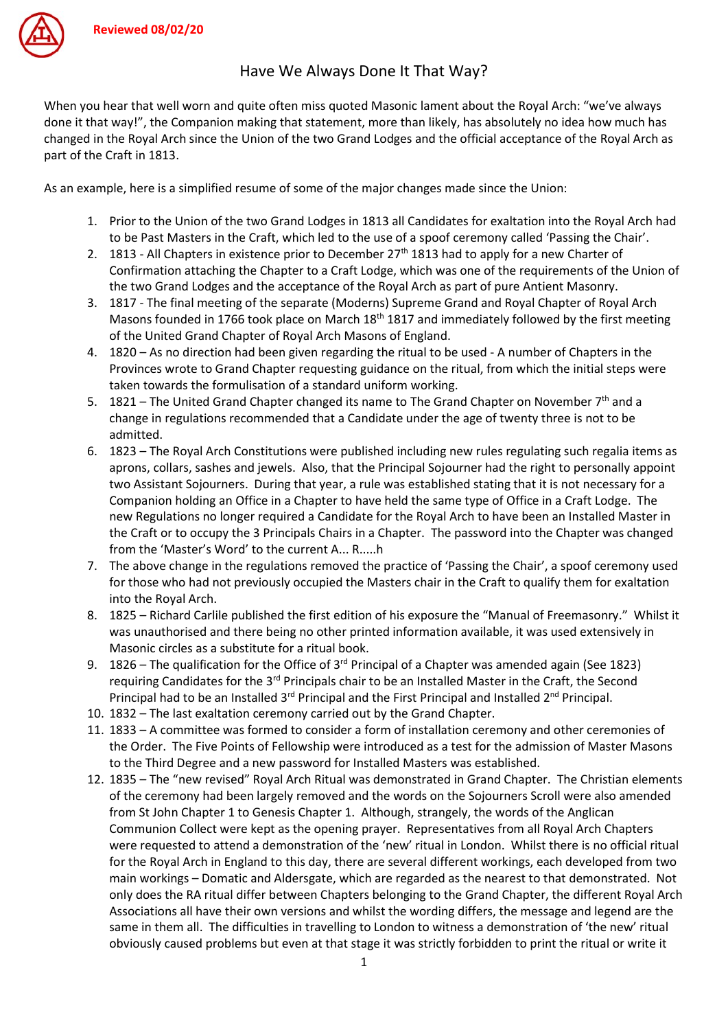Reviewed 08/02/20

# Have We Always Done It That Way?

When you hear that well worn and quite often miss quoted Masonic lament about the Royal Arch: "we've always done it that way!", the Companion making that statement, more than likely, has absolutely no idea how much has changed in the Royal Arch since the Union of the two Grand Lodges and the official acceptance of the Royal Arch as part of the Craft in 1813.

As an example, here is a simplified resume of some of the major changes made since the Union:

1. Prior to the Union of the two Grand Lodges in 1813 all Candidates for exaltation into the Royal Arch had to be Past Masters in the Craft, which led to the use of a spoof ceremony called 'Passing the Chair'.
2. 1813 - All Chapters in existence prior to December 27th 1813 had to apply for a new Charter of Confirmation attaching the Chapter to a Craft Lodge, which was one of the requirements of the Union of the two Grand Lodges and the acceptance of the Royal Arch as part of pure Antient Masonry.
3. 1817 - The final meeting of the separate (Moderns) Supreme Grand and Royal Chapter of Royal Arch Masons founded in 1766 took place on March 18th 1817 and immediately followed by the first meeting of the United Grand Chapter of Royal Arch Masons of England.
4. 1820 – As no direction had been given regarding the ritual to be used - A number of Chapters in the Provinces wrote to Grand Chapter requesting guidance on the ritual, from which the initial steps were taken towards the formulisation of a standard uniform working.
5. 1821 – The United Grand Chapter changed its name to The Grand Chapter on November 7th and a change in regulations recommended that a Candidate under the age of twenty three is not to be admitted.
6. 1823 – The Royal Arch Constitutions were published including new rules regulating such regalia items as aprons, collars, sashes and jewels. Also, that the Principal Sojourner had the right to personally appoint two Assistant Sojourners. During that year, a rule was established stating that it is not necessary for a Companion holding an Office in a Chapter to have held the same type of Office in a Craft Lodge. The new Regulations no longer required a Candidate for the Royal Arch to have been an Installed Master in the Craft or to occupy the 3 Principals Chairs in a Chapter. The password into the Chapter was changed from the 'Master's Word' to the current A... R.....h
7. The above change in the regulations removed the practice of 'Passing the Chair', a spoof ceremony used for those who had not previously occupied the Masters chair in the Craft to qualify them for exaltation into the Royal Arch.
8. 1825 – Richard Carlile published the first edition of his exposure the "Manual of Freemasonry." Whilst it was unauthorised and there being no other printed information available, it was used extensively in Masonic circles as a substitute for a ritual book.
9. 1826 – The qualification for the Office of 3rd Principal of a Chapter was amended again (See 1823) requiring Candidates for the 3rd Principals chair to be an Installed Master in the Craft, the Second Principal had to be an Installed 3rd Principal and the First Principal and Installed 2nd Principal.
10. 1832 – The last exaltation ceremony carried out by the Grand Chapter.
11. 1833 – A committee was formed to consider a form of installation ceremony and other ceremonies of the Order. The Five Points of Fellowship were introduced as a test for the admission of Master Masons to the Third Degree and a new password for Installed Masters was established.
12. 1835 – The "new revised" Royal Arch Ritual was demonstrated in Grand Chapter. The Christian elements of the ceremony had been largely removed and the words on the Sojourners Scroll were also amended from St John Chapter 1 to Genesis Chapter 1. Although, strangely, the words of the Anglican Communion Collect were kept as the opening prayer. Representatives from all Royal Arch Chapters were requested to attend a demonstration of the 'new' ritual in London. Whilst there is no official ritual for the Royal Arch in England to this day, there are several different workings, each developed from two main workings – Domatic and Aldersgate, which are regarded as the nearest to that demonstrated. Not only does the RA ritual differ between Chapters belonging to the Grand Chapter, the different Royal Arch Associations all have their own versions and whilst the wording differs, the message and legend are the same in them all. The difficulties in travelling to London to witness a demonstration of 'the new' ritual obviously caused problems but even at that stage it was strictly forbidden to print the ritual or write it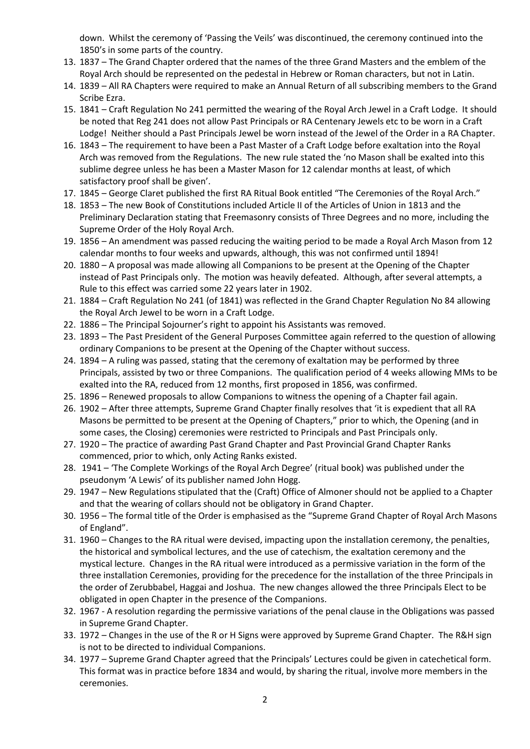down. Whilst the ceremony of 'Passing the Veils' was discontinued, the ceremony continued into the 1850's in some parts of the country.

13. 1837 – The Grand Chapter ordered that the names of the three Grand Masters and the emblem of the Royal Arch should be represented on the pedestal in Hebrew or Roman characters, but not in Latin.
14. 1839 – All RA Chapters were required to make an Annual Return of all subscribing members to the Grand Scribe Ezra.
15. 1841 – Craft Regulation No 241 permitted the wearing of the Royal Arch Jewel in a Craft Lodge. It should be noted that Reg 241 does not allow Past Principals or RA Centenary Jewels etc to be worn in a Craft Lodge! Neither should a Past Principals Jewel be worn instead of the Jewel of the Order in a RA Chapter.
16. 1843 – The requirement to have been a Past Master of a Craft Lodge before exaltation into the Royal Arch was removed from the Regulations. The new rule stated the 'no Mason shall be exalted into this sublime degree unless he has been a Master Mason for 12 calendar months at least, of which satisfactory proof shall be given'.
17. 1845 – George Claret published the first RA Ritual Book entitled "The Ceremonies of the Royal Arch."
18. 1853 – The new Book of Constitutions included Article II of the Articles of Union in 1813 and the Preliminary Declaration stating that Freemasonry consists of Three Degrees and no more, including the Supreme Order of the Holy Royal Arch.
19. 1856 – An amendment was passed reducing the waiting period to be made a Royal Arch Mason from 12 calendar months to four weeks and upwards, although, this was not confirmed until 1894!
20. 1880 – A proposal was made allowing all Companions to be present at the Opening of the Chapter instead of Past Principals only. The motion was heavily defeated. Although, after several attempts, a Rule to this effect was carried some 22 years later in 1902.
21. 1884 – Craft Regulation No 241 (of 1841) was reflected in the Grand Chapter Regulation No 84 allowing the Royal Arch Jewel to be worn in a Craft Lodge.
22. 1886 – The Principal Sojourner's right to appoint his Assistants was removed.
23. 1893 – The Past President of the General Purposes Committee again referred to the question of allowing ordinary Companions to be present at the Opening of the Chapter without success.
24. 1894 – A ruling was passed, stating that the ceremony of exaltation may be performed by three Principals, assisted by two or three Companions. The qualification period of 4 weeks allowing MMs to be exalted into the RA, reduced from 12 months, first proposed in 1856, was confirmed.
25. 1896 – Renewed proposals to allow Companions to witness the opening of a Chapter fail again.
26. 1902 – After three attempts, Supreme Grand Chapter finally resolves that 'it is expedient that all RA Masons be permitted to be present at the Opening of Chapters," prior to which, the Opening (and in some cases, the Closing) ceremonies were restricted to Principals and Past Principals only.
27. 1920 – The practice of awarding Past Grand Chapter and Past Provincial Grand Chapter Ranks commenced, prior to which, only Acting Ranks existed.
28. 1941 – 'The Complete Workings of the Royal Arch Degree' (ritual book) was published under the pseudonym 'A Lewis' of its publisher named John Hogg.
29. 1947 – New Regulations stipulated that the (Craft) Office of Almoner should not be applied to a Chapter and that the wearing of collars should not be obligatory in Grand Chapter.
30. 1956 – The formal title of the Order is emphasised as the "Supreme Grand Chapter of Royal Arch Masons of England".
31. 1960 – Changes to the RA ritual were devised, impacting upon the installation ceremony, the penalties, the historical and symbolical lectures, and the use of catechism, the exaltation ceremony and the mystical lecture. Changes in the RA ritual were introduced as a permissive variation in the form of the three installation Ceremonies, providing for the precedence for the installation of the three Principals in the order of Zerubbabel, Haggai and Joshua. The new changes allowed the three Principals Elect to be obligated in open Chapter in the presence of the Companions.
32. 1967 - A resolution regarding the permissive variations of the penal clause in the Obligations was passed in Supreme Grand Chapter.
33. 1972 – Changes in the use of the R or H Signs were approved by Supreme Grand Chapter. The R&H sign is not to be directed to individual Companions.
34. 1977 – Supreme Grand Chapter agreed that the Principals' Lectures could be given in catechetical form. This format was in practice before 1834 and would, by sharing the ritual, involve more members in the ceremonies.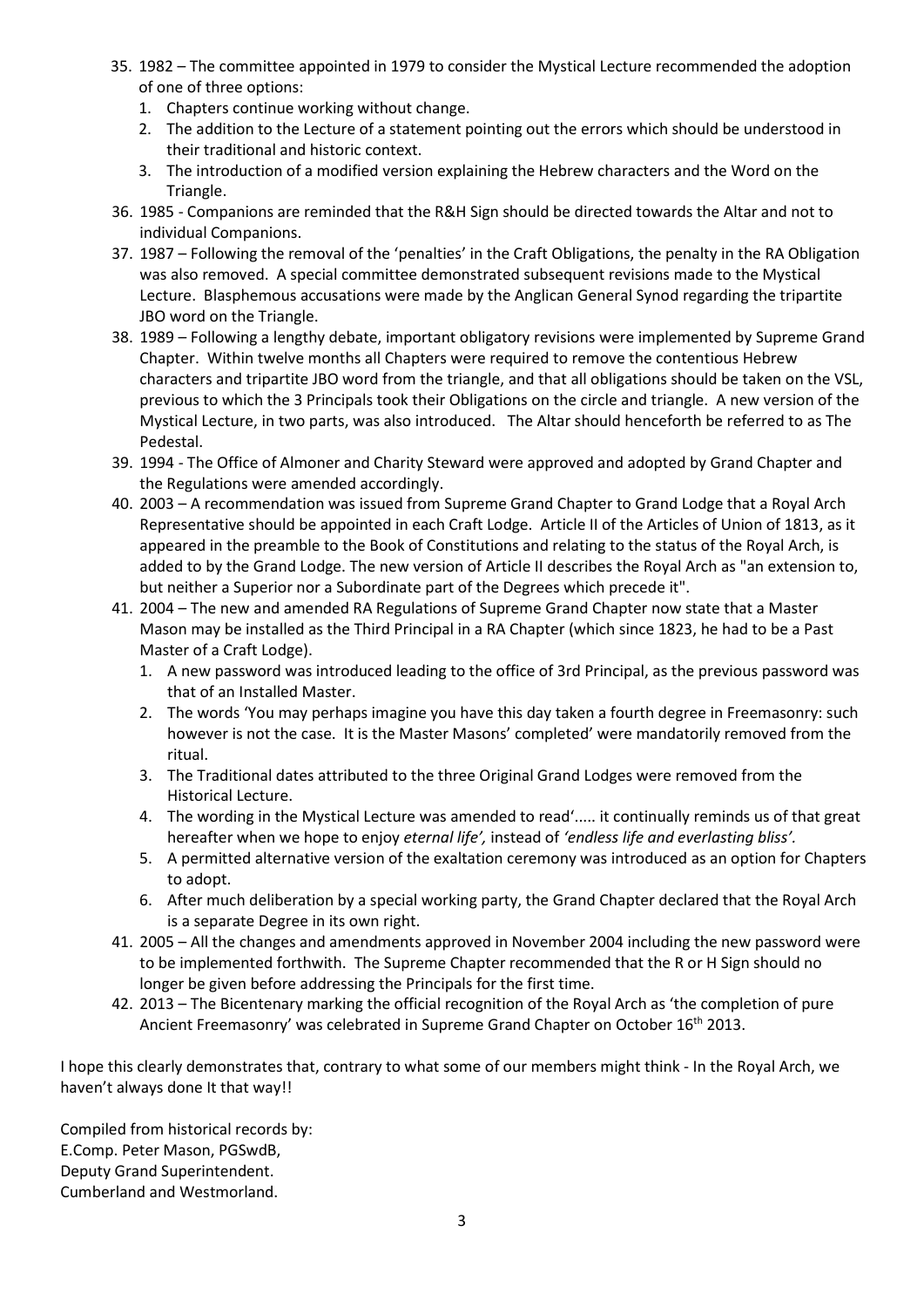35. 1982 – The committee appointed in 1979 to consider the Mystical Lecture recommended the adoption of one of three options:
    1. Chapters continue working without change.
    2. The addition to the Lecture of a statement pointing out the errors which should be understood in their traditional and historic context.
    3. The introduction of a modified version explaining the Hebrew characters and the Word on the Triangle.
36. 1985 - Companions are reminded that the R&H Sign should be directed towards the Altar and not to individual Companions.
37. 1987 – Following the removal of the 'penalties' in the Craft Obligations, the penalty in the RA Obligation was also removed. A special committee demonstrated subsequent revisions made to the Mystical Lecture. Blasphemous accusations were made by the Anglican General Synod regarding the tripartite JBO word on the Triangle.
38. 1989 – Following a lengthy debate, important obligatory revisions were implemented by Supreme Grand Chapter. Within twelve months all Chapters were required to remove the contentious Hebrew characters and tripartite JBO word from the triangle, and that all obligations should be taken on the VSL, previous to which the 3 Principals took their Obligations on the circle and triangle. A new version of the Mystical Lecture, in two parts, was also introduced. The Altar should henceforth be referred to as The Pedestal.
39. 1994 - The Office of Almoner and Charity Steward were approved and adopted by Grand Chapter and the Regulations were amended accordingly.
40. 2003 – A recommendation was issued from Supreme Grand Chapter to Grand Lodge that a Royal Arch Representative should be appointed in each Craft Lodge. Article II of the Articles of Union of 1813, as it appeared in the preamble to the Book of Constitutions and relating to the status of the Royal Arch, is added to by the Grand Lodge. The new version of Article II describes the Royal Arch as "an extension to, but neither a Superior nor a Subordinate part of the Degrees which precede it".
41. 2004 – The new and amended RA Regulations of Supreme Grand Chapter now state that a Master Mason may be installed as the Third Principal in a RA Chapter (which since 1823, he had to be a Past Master of a Craft Lodge).
    1. A new password was introduced leading to the office of 3rd Principal, as the previous password was that of an Installed Master.
    2. The words 'You may perhaps imagine you have this day taken a fourth degree in Freemasonry: such however is not the case. It is the Master Masons' completed' were mandatorily removed from the ritual.
    3. The Traditional dates attributed to the three Original Grand Lodges were removed from the Historical Lecture.
    4. The wording in the Mystical Lecture was amended to read'..... it continually reminds us of that great hereafter when we hope to enjoy *eternal life',* instead of *'endless life and everlasting bliss'.*
    5. A permitted alternative version of the exaltation ceremony was introduced as an option for Chapters to adopt.
    6. After much deliberation by a special working party, the Grand Chapter declared that the Royal Arch is a separate Degree in its own right.

41. 2005 – All the changes and amendments approved in November 2004 including the new password were to be implemented forthwith. The Supreme Chapter recommended that the R or H Sign should no longer be given before addressing the Principals for the first time.
42. 2013 – The Bicentenary marking the official recognition of the Royal Arch as 'the completion of pure Ancient Freemasonry' was celebrated in Supreme Grand Chapter on October 16th 2013.

I hope this clearly demonstrates that, contrary to what some of our members might think - In the Royal Arch, we haven't always done It that way!!

Compiled from historical records by:
E.Comp. Peter Mason, PGSwdB,
Deputy Grand Superintendent.
Cumberland and Westmorland.